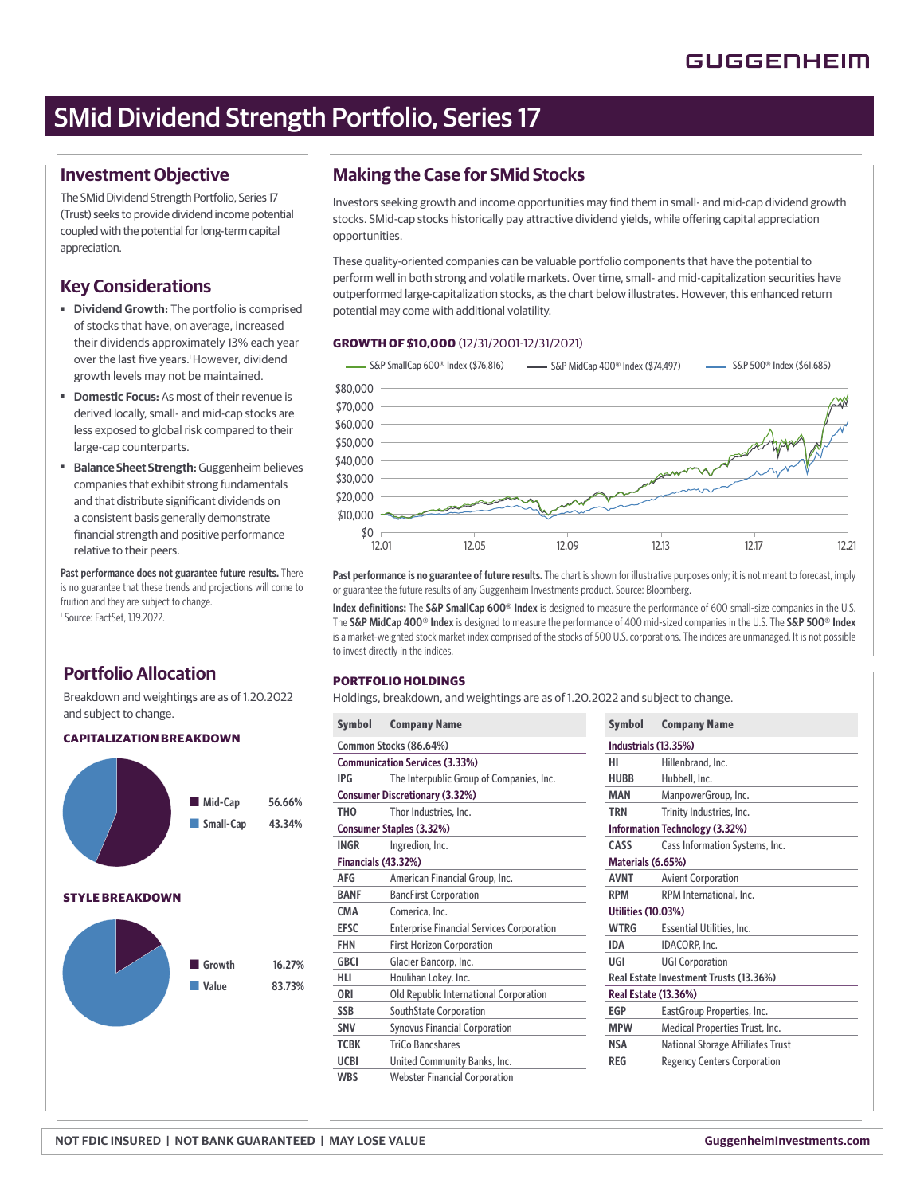# SMid Dividend Strength Portfolio, Series 17

## Investment Objective

The SMid Dividend Strength Portfolio, Series 17 (Trust) seeks to provide dividend income potential coupled with the potential for long-term capital appreciation.

## Key Considerations

- **Dividend Growth:** The portfolio is comprised of stocks that have, on average, increased their dividends approximately 13% each year over the last five years.[1] However, dividend growth levels may not be maintained.
- **Domestic Focus:** As most of their revenue is derived locally, small- and mid-cap stocks are less exposed to global risk compared to their large-cap counterparts.
- **Balance Sheet Strength:** Guggenheim believes companies that exhibit strong fundamentals and that distribute significant dividends on a consistent basis generally demonstrate financial strength and positive performance relative to their peers.

**Past performance does not guarantee future results.** There is no guarantee that these trends and projections will come to fruition and they are subject to change.

[1] Source: FactSet, 1.19.2022.

## Portfolio Allocation

Breakdown and weightings are as of 1.20.2022 and subject to change.

### CAPITALIZATION BREAKDOWN

| | |
|---|---|
| Mid-Cap | 56.66% |
| Small-Cap | 43.34% |

### STYLE BREAKDOWN

| | |
|---|---|
| Growth | 16.27% |
| Value | 83.73% |

## Making the Case for SMid Stocks

Investors seeking growth and income opportunities may find them in small- and mid-cap dividend growth stocks. SMid-cap stocks historically pay attractive dividend yields, while offering capital appreciation opportunities.

These quality-oriented companies can be valuable portfolio components that have the potential to perform well in both strong and volatile markets. Over time, small- and mid-capitalization securities have outperformed large-capitalization stocks, as the chart below illustrates. However, this enhanced return potential may come with additional volatility.

### GROWTH OF $10,000 (12/31/2001-12/31/2021)

- S&P SmallCap 600® Index ($76,816)
- S&P MidCap 400® Index ($74,497)
- S&P 500® Index ($61,685)

**Past performance is no guarantee of future results.** The chart is shown for illustrative purposes only; it is not meant to forecast, imply or guarantee the future results of any Guggenheim Investments product. Source: Bloomberg.

**Index definitions:** The **S&P SmallCap 600® Index** is designed to measure the performance of 600 small-size companies in the U.S. The **S&P MidCap 400® Index** is designed to measure the performance of 400 mid-sized companies in the U.S. The **S&P 500® Index** is a market-weighted stock market index comprised of the stocks of 500 U.S. corporations. The indices are unmanaged. It is not possible to invest directly in the indices.

### PORTFOLIO HOLDINGS

Holdings, breakdown, and weightings are as of 1.20.2022 and subject to change.

| Symbol | Company Name |
|---|---|
| **Common Stocks (86.64%)** | |
| **Communication Services (3.33%)** | |
| IPG | The Interpublic Group of Companies, Inc. |
| **Consumer Discretionary (3.32%)** | |
| THO | Thor Industries, Inc. |
| **Consumer Staples (3.32%)** | |
| INGR | Ingredion, Inc. |
| **Financials (43.32%)** | |
| AFG | American Financial Group, Inc. |
| BANF | BancFirst Corporation |
| CMA | Comerica, Inc. |
| EFSC | Enterprise Financial Services Corporation |
| FHN | First Horizon Corporation |
| GBCI | Glacier Bancorp, Inc. |
| HLI | Houlihan Lokey, Inc. |
| ORI | Old Republic International Corporation |
| SSB | SouthState Corporation |
| SNV | Synovus Financial Corporation |
| TCBK | TriCo Bancshares |
| UCBI | United Community Banks, Inc. |
| WBS | Webster Financial Corporation |
| **Industrials (13.35%)** | |
| HI | Hillenbrand, Inc. |
| HUBB | Hubbell, Inc. |
| MAN | ManpowerGroup, Inc. |
| TRN | Trinity Industries, Inc. |
| **Information Technology (3.32%)** | |
| CASS | Cass Information Systems, Inc. |
| **Materials (6.65%)** | |
| AVNT | Avient Corporation |
| RPM | RPM International, Inc. |
| **Utilities (10.03%)** | |
| WTRG | Essential Utilities, Inc. |
| IDA | IDACORP, Inc. |
| UGI | UGI Corporation |
| **Real Estate Investment Trusts (13.36%)** | |
| **Real Estate (13.36%)** | |
| EGP | EastGroup Properties, Inc. |
| MPW | Medical Properties Trust, Inc. |
| NSA | National Storage Affiliates Trust |
| REG | Regency Centers Corporation |

NOT FDIC INSURED | NOT BANK GUARANTEED | MAY LOSE VALUE

GuggenheimInvestments.com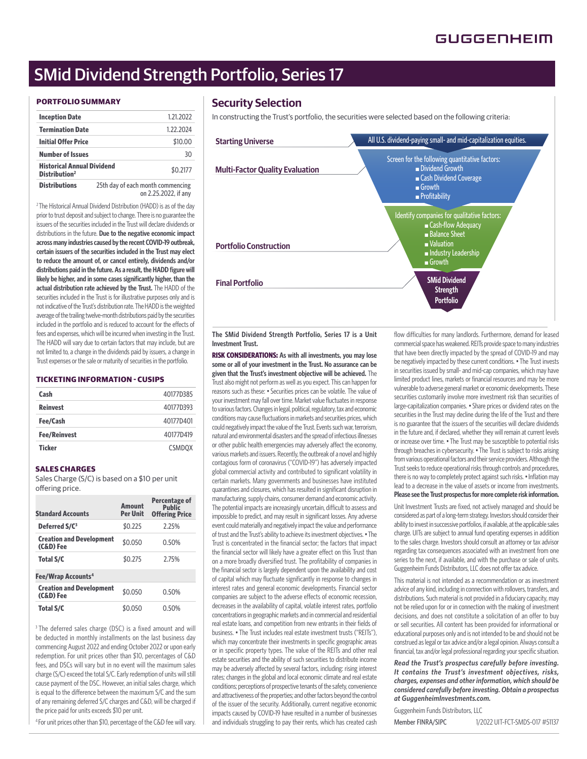GUGGENHEIM

# SMid Dividend Strength Portfolio, Series 17

### PORTFOLIO SUMMARY

| | |
|---|---|
| **Inception Date** | 1.21.2022 |
| **Termination Date** | 1.22.2024 |
| **Initial Offer Price** | $10.00 |
| **Number of Issues** | 30 |
| **Historical Annual Dividend Distribution**[2] | $0.2177 |
| **Distributions** | 25th day of each month commencing on 2.25.2022, if any |

[2] The Historical Annual Dividend Distribution (HADD) is as of the day prior to trust deposit and subject to change. There is no guarantee the issuers of the securities included in the Trust will declare dividends or distributions in the future. **Due to the negative economic impact across many industries caused by the recent COVID-19 outbreak, certain issuers of the securities included in the Trust may elect to reduce the amount of, or cancel entirely, dividends and/or distributions paid in the future. As a result, the HADD figure will likely be higher, and in some cases significantly higher, than the actual distribution rate achieved by the Trust.** The HADD of the securities included in the Trust is for illustrative purposes only and is not indicative of the Trust's distribution rate. The HADD is the weighted average of the trailing twelve-month distributions paid by the securities included in the portfolio and is reduced to account for the effects of fees and expenses, which will be incurred when investing in the Trust. The HADD will vary due to certain factors that may include, but are not limited to, a change in the dividends paid by issuers, a change in Trust expenses or the sale or maturity of securities in the portfolio.

### TICKETING INFORMATION - CUSIPS

| | |
|---|---|
| **Cash** | 40177D385 |
| **Reinvest** | 40177D393 |
| **Fee/Cash** | 40177D401 |
| **Fee/Reinvest** | 40177D419 |
| **Ticker** | CSMDQX |

### SALES CHARGES

Sales Charge (S/C) is based on a $10 per unit offering price.

| **Standard Accounts** | **Amount Per Unit** | **Percentage of Public Offering Price** |
|---|---|---|
| **Deferred S/C**[3] | $0.225 | 2.25% |
| **Creation and Development (C&D) Fee** | $0.050 | 0.50% |
| **Total S/C** | $0.275 | 2.75% |
| **Fee/Wrap Accounts**[4] | | |
| **Creation and Development (C&D) Fee** | $0.050 | 0.50% |
| **Total S/C** | $0.050 | 0.50% |

[3] The deferred sales charge (DSC) is a fixed amount and will be deducted in monthly installments on the last business day commencing August 2022 and ending October 2022 or upon early redemption. For unit prices other than $10, percentages of C&D fees, and DSCs will vary but in no event will the maximum sales charge (S/C) exceed the total S/C. Early redemption of units will still cause payment of the DSC. However, an initial sales charge, which is equal to the difference between the maximum S/C and the sum of any remaining deferred S/C charges and C&D, will be charged if the price paid for units exceeds $10 per unit.

[4] For unit prices other than $10, percentage of the C&D fee will vary.

## Security Selection

In constructing the Trust's portfolio, the securities were selected based on the following criteria:

**Starting Universe**
All U.S. dividend-paying small- and mid-capitalization equities.

**Multi-Factor Quality Evaluation**
Screen for the following quantitative factors:
- Dividend Growth
- Cash Dividend Coverage
- Growth
- Profitability

**Portfolio Construction**
Identify companies for qualitative factors:
- Cash-flow Adequacy
- Balance Sheet
- Valuation
- Industry Leadership
- Growth

**Final Portfolio**
SMid Dividend Strength Portfolio

**The SMid Dividend Strength Portfolio, Series 17 is a Unit Investment Trust.**

**RISK CONSIDERATIONS: As with all investments, you may lose some or all of your investment in the Trust. No assurance can be given that the Trust's investment objective will be achieved.** The Trust also might not perform as well as you expect. This can happen for reasons such as these: • Securities prices can be volatile. The value of your investment may fall over time. Market value fluctuates in response to various factors. Changes in legal, political, regulatory, tax and economic conditions may cause fluctuations in markets and securities prices, which could negatively impact the value of the Trust. Events such war, terrorism, natural and environmental disasters and the spread of infectious illnesses or other public health emergencies may adversely affect the economy, various markets and issuers. Recently, the outbreak of a novel and highly contagious form of coronavirus ("COVID-19") has adversely impacted global commercial activity and contributed to significant volatility in certain markets. Many governments and businesses have instituted quarantines and closures, which has resulted in significant disruption in manufacturing, supply chains, consumer demand and economic activity. The potential impacts are increasingly uncertain, difficult to assess and impossible to predict, and may result in significant losses. Any adverse event could materially and negatively impact the value and performance of trust and the Trust's ability to achieve its investment objectives. • The Trust is concentrated in the financial sector; the factors that impact the financial sector will likely have a greater effect on this Trust than on a more broadly diversified trust. The profitability of companies in the financial sector is largely dependent upon the availability and cost of capital which may fluctuate significantly in response to changes in interest rates and general economic developments. Financial sector companies are subject to the adverse effects of economic recession, decreases in the availability of capital, volatile interest rates, portfolio concentrations in geographic markets and in commercial and residential real estate loans, and competition from new entrants in their fields of business. • The Trust includes real estate investment trusts ("REITs"), which may concentrate their investments in specific geographic areas or in specific property types. The value of the REITs and other real estate securities and the ability of such securities to distribute income may be adversely affected by several factors, including: rising interest rates; changes in the global and local economic climate and real estate conditions; perceptions of prospective tenants of the safety, convenience and attractiveness of the properties; and other factors beyond the control of the issuer of the security. Additionally, current negative economic impacts caused by COVID-19 have resulted in a number of businesses and individuals struggling to pay their rents, which has created cash flow difficulties for many landlords. Furthermore, demand for leased commercial space has weakened. REITs provide space to many industries that have been directly impacted by the spread of COVID-19 and may be negatively impacted by these current conditions. • The Trust invests in securities issued by small- and mid-cap companies, which may have limited product lines, markets or financial resources and may be more vulnerable to adverse general market or economic developments. These securities customarily involve more investment risk than securities of large-capitalization companies. • Share prices or dividend rates on the securities in the Trust may decline during the life of the Trust and there is no guarantee that the issuers of the securities will declare dividends in the future and, if declared, whether they will remain at current levels or increase over time. • The Trust may be susceptible to potential risks through breaches in cybersecurity. • The Trust is subject to risks arising from various operational factors and their service providers. Although the Trust seeks to reduce operational risks through controls and procedures, there is no way to completely protect against such risks. • Inflation may lead to a decrease in the value of assets or income from investments. **Please see the Trust prospectus for more complete risk information.**

Unit Investment Trusts are fixed, not actively managed and should be considered as part of a long-term strategy. Investors should consider their ability to invest in successive portfolios, if available, at the applicable sales charge. UITs are subject to annual fund operating expenses in addition to the sales charge. Investors should consult an attorney or tax advisor regarding tax consequences associated with an investment from one series to the next, if available, and with the purchase or sale of units. Guggenheim Funds Distributors, LLC does not offer tax advice.

This material is not intended as a recommendation or as investment advice of any kind, including in connection with rollovers, transfers, and distributions. Such material is not provided in a fiduciary capacity, may not be relied upon for or in connection with the making of investment decisions, and does not constitute a solicitation of an offer to buy or sell securities. All content has been provided for informational or educational purposes only and is not intended to be and should not be construed as legal or tax advice and/or a legal opinion. Always consult a financial, tax and/or legal professional regarding your specific situation.

***Read the Trust's prospectus carefully before investing. It contains the Trust's investment objectives, risks, charges, expenses and other information, which should be considered carefully before investing. Obtain a prospectus at GuggenheimInvestments.com.***

Guggenheim Funds Distributors, LLC

Member FINRA/SIPC 1/2022 UIT-FCT-SMDS-017 #51137